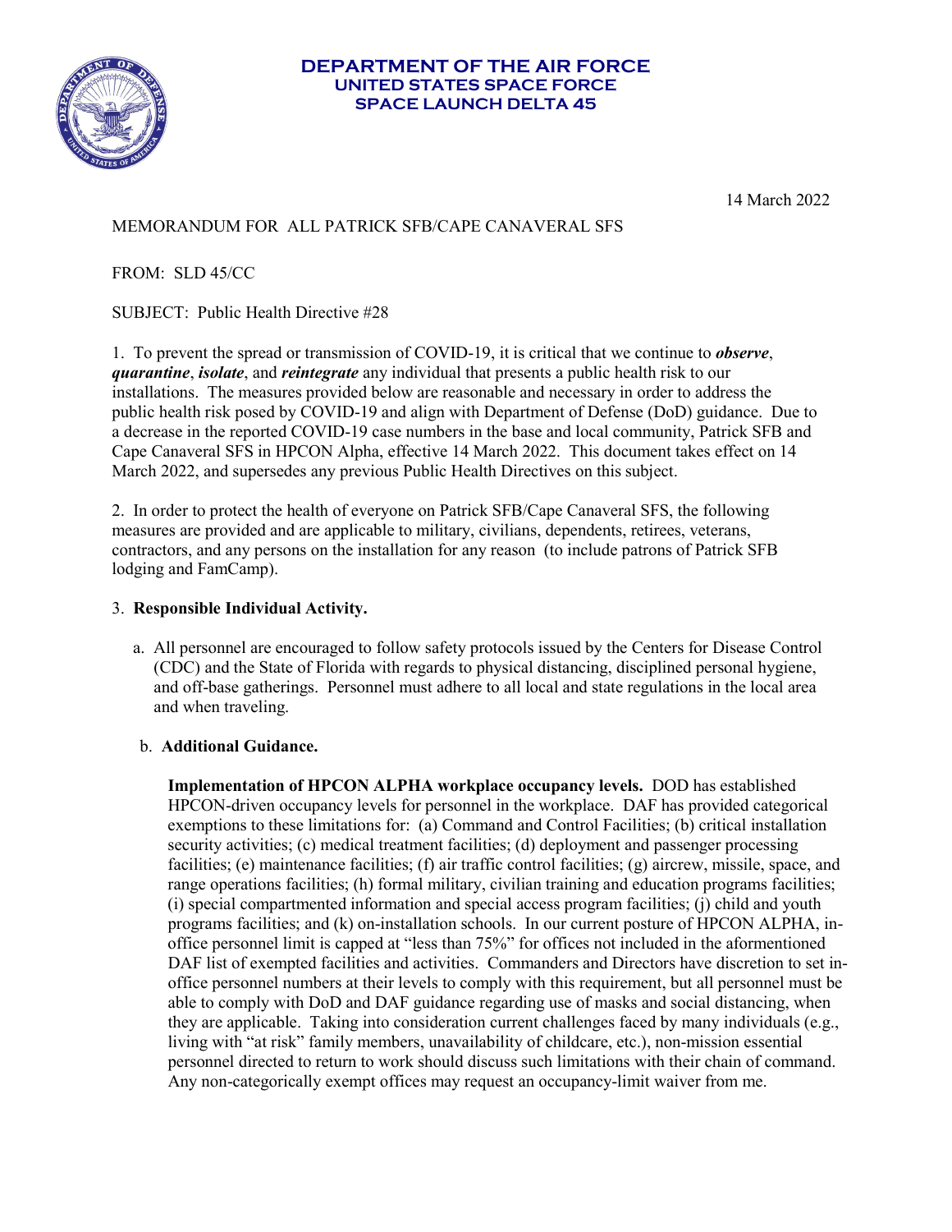**DEPARTMENT OF THE AIR FORCE**
**UNITED STATES SPACE FORCE**
**SPACE LAUNCH DELTA 45**

14 March 2022

MEMORANDUM FOR ALL PATRICK SFB/CAPE CANAVERAL SFS

FROM: SLD 45/CC

SUBJECT: Public Health Directive #28

1. To prevent the spread or transmission of COVID-19, it is critical that we continue to ***observe***, ***quarantine***, ***isolate***, and ***reintegrate*** any individual that presents a public health risk to our installations. The measures provided below are reasonable and necessary in order to address the public health risk posed by COVID-19 and align with Department of Defense (DoD) guidance. Due to a decrease in the reported COVID-19 case numbers in the base and local community, Patrick SFB and Cape Canaveral SFS in HPCON Alpha, effective 14 March 2022. This document takes effect on 14 March 2022, and supersedes any previous Public Health Directives on this subject.

2. In order to protect the health of everyone on Patrick SFB/Cape Canaveral SFS, the following measures are provided and are applicable to military, civilians, dependents, retirees, veterans, contractors, and any persons on the installation for any reason (to include patrons of Patrick SFB lodging and FamCamp).

3. **Responsible Individual Activity.**

   a. All personnel are encouraged to follow safety protocols issued by the Centers for Disease Control (CDC) and the State of Florida with regards to physical distancing, disciplined personal hygiene, and off-base gatherings. Personnel must adhere to all local and state regulations in the local area and when traveling.

   b. **Additional Guidance.**

   **Implementation of HPCON ALPHA workplace occupancy levels.** DOD has established HPCON-driven occupancy levels for personnel in the workplace. DAF has provided categorical exemptions to these limitations for: (a) Command and Control Facilities; (b) critical installation security activities; (c) medical treatment facilities; (d) deployment and passenger processing facilities; (e) maintenance facilities; (f) air traffic control facilities; (g) aircrew, missile, space, and range operations facilities; (h) formal military, civilian training and education programs facilities; (i) special compartmented information and special access program facilities; (j) child and youth programs facilities; and (k) on-installation schools. In our current posture of HPCON ALPHA, in-office personnel limit is capped at "less than 75%" for offices not included in the aforementioned DAF list of exempted facilities and activities. Commanders and Directors have discretion to set in-office personnel numbers at their levels to comply with this requirement, but all personnel must be able to comply with DoD and DAF guidance regarding use of masks and social distancing, when they are applicable. Taking into consideration current challenges faced by many individuals (e.g., living with "at risk" family members, unavailability of childcare, etc.), non-mission essential personnel directed to return to work should discuss such limitations with their chain of command. Any non-categorically exempt offices may request an occupancy-limit waiver from me.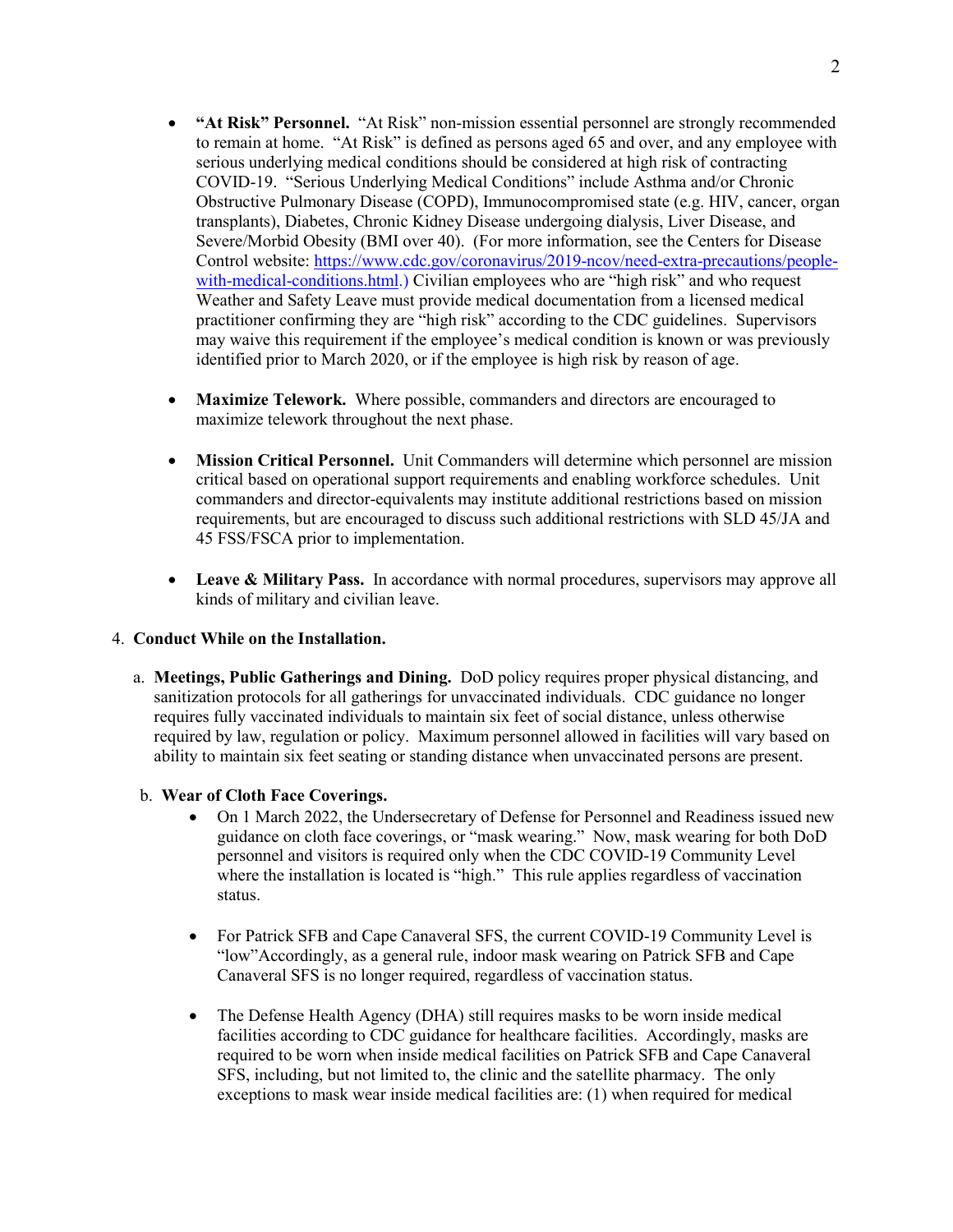- **"At Risk" Personnel.** "At Risk" non-mission essential personnel are strongly recommended to remain at home. "At Risk" is defined as persons aged 65 and over, and any employee with serious underlying medical conditions should be considered at high risk of contracting COVID-19. "Serious Underlying Medical Conditions" include Asthma and/or Chronic Obstructive Pulmonary Disease (COPD), Immunocompromised state (e.g. HIV, cancer, organ transplants), Diabetes, Chronic Kidney Disease undergoing dialysis, Liver Disease, and Severe/Morbid Obesity (BMI over 40). (For more information, see the Centers for Disease Control website: [https://www.cdc.gov/coronavirus/2019-ncov/need-extra-precautions/people-with-medical-conditions.html](https://www.cdc.gov/coronavirus/2019-ncov/need-extra-precautions/people-with-medical-conditions.html).) Civilian employees who are "high risk" and who request Weather and Safety Leave must provide medical documentation from a licensed medical practitioner confirming they are "high risk" according to the CDC guidelines. Supervisors may waive this requirement if the employee's medical condition is known or was previously identified prior to March 2020, or if the employee is high risk by reason of age.

- **Maximize Telework.** Where possible, commanders and directors are encouraged to maximize telework throughout the next phase.

- **Mission Critical Personnel.** Unit Commanders will determine which personnel are mission critical based on operational support requirements and enabling workforce schedules. Unit commanders and director-equivalents may institute additional restrictions based on mission requirements, but are encouraged to discuss such additional restrictions with SLD 45/JA and 45 FSS/FSCA prior to implementation.

- **Leave & Military Pass.** In accordance with normal procedures, supervisors may approve all kinds of military and civilian leave.

4. **Conduct While on the Installation.**

   a. **Meetings, Public Gatherings and Dining.** DoD policy requires proper physical distancing, and sanitization protocols for all gatherings for unvaccinated individuals. CDC guidance no longer requires fully vaccinated individuals to maintain six feet of social distance, unless otherwise required by law, regulation or policy. Maximum personnel allowed in facilities will vary based on ability to maintain six feet seating or standing distance when unvaccinated persons are present.

   b. **Wear of Cloth Face Coverings.**

   - On 1 March 2022, the Undersecretary of Defense for Personnel and Readiness issued new guidance on cloth face coverings, or "mask wearing." Now, mask wearing for both DoD personnel and visitors is required only when the CDC COVID-19 Community Level where the installation is located is "high." This rule applies regardless of vaccination status.

   - For Patrick SFB and Cape Canaveral SFS, the current COVID-19 Community Level is "low"Accordingly, as a general rule, indoor mask wearing on Patrick SFB and Cape Canaveral SFS is no longer required, regardless of vaccination status.

   - The Defense Health Agency (DHA) still requires masks to be worn inside medical facilities according to CDC guidance for healthcare facilities. Accordingly, masks are required to be worn when inside medical facilities on Patrick SFB and Cape Canaveral SFS, including, but not limited to, the clinic and the satellite pharmacy. The only exceptions to mask wear inside medical facilities are: (1) when required for medical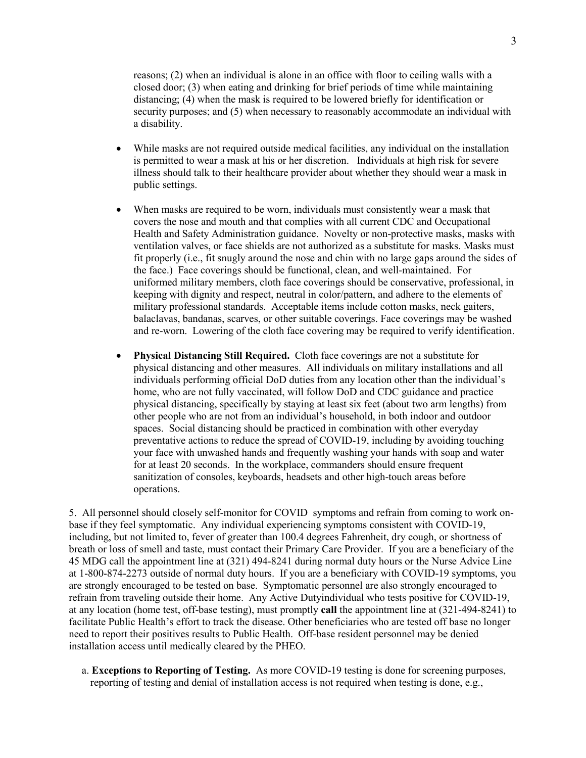reasons; (2) when an individual is alone in an office with floor to ceiling walls with a closed door; (3) when eating and drinking for brief periods of time while maintaining distancing; (4) when the mask is required to be lowered briefly for identification or security purposes; and (5) when necessary to reasonably accommodate an individual with a disability.

- While masks are not required outside medical facilities, any individual on the installation is permitted to wear a mask at his or her discretion. Individuals at high risk for severe illness should talk to their healthcare provider about whether they should wear a mask in public settings.

- When masks are required to be worn, individuals must consistently wear a mask that covers the nose and mouth and that complies with all current CDC and Occupational Health and Safety Administration guidance. Novelty or non-protective masks, masks with ventilation valves, or face shields are not authorized as a substitute for masks. Masks must fit properly (i.e., fit snugly around the nose and chin with no large gaps around the sides of the face.) Face coverings should be functional, clean, and well-maintained. For uniformed military members, cloth face coverings should be conservative, professional, in keeping with dignity and respect, neutral in color/pattern, and adhere to the elements of military professional standards. Acceptable items include cotton masks, neck gaiters, balaclavas, bandanas, scarves, or other suitable coverings. Face coverings may be washed and re-worn. Lowering of the cloth face covering may be required to verify identification.

- **Physical Distancing Still Required.** Cloth face coverings are not a substitute for physical distancing and other measures. All individuals on military installations and all individuals performing official DoD duties from any location other than the individual's home, who are not fully vaccinated, will follow DoD and CDC guidance and practice physical distancing, specifically by staying at least six feet (about two arm lengths) from other people who are not from an individual's household, in both indoor and outdoor spaces. Social distancing should be practiced in combination with other everyday preventative actions to reduce the spread of COVID-19, including by avoiding touching your face with unwashed hands and frequently washing your hands with soap and water for at least 20 seconds. In the workplace, commanders should ensure frequent sanitization of consoles, keyboards, headsets and other high-touch areas before operations.

5. All personnel should closely self-monitor for COVID symptoms and refrain from coming to work on-base if they feel symptomatic. Any individual experiencing symptoms consistent with COVID-19, including, but not limited to, fever of greater than 100.4 degrees Fahrenheit, dry cough, or shortness of breath or loss of smell and taste, must contact their Primary Care Provider. If you are a beneficiary of the 45 MDG call the appointment line at (321) 494-8241 during normal duty hours or the Nurse Advice Line at 1-800-874-2273 outside of normal duty hours. If you are a beneficiary with COVID-19 symptoms, you are strongly encouraged to be tested on base. Symptomatic personnel are also strongly encouraged to refrain from traveling outside their home. Any Active Dutyindividual who tests positive for COVID-19, at any location (home test, off-base testing), must promptly **call** the appointment line at (321-494-8241) to facilitate Public Health's effort to track the disease. Other beneficiaries who are tested off base no longer need to report their positives results to Public Health. Off-base resident personnel may be denied installation access until medically cleared by the PHEO.

a. **Exceptions to Reporting of Testing.** As more COVID-19 testing is done for screening purposes, reporting of testing and denial of installation access is not required when testing is done, e.g.,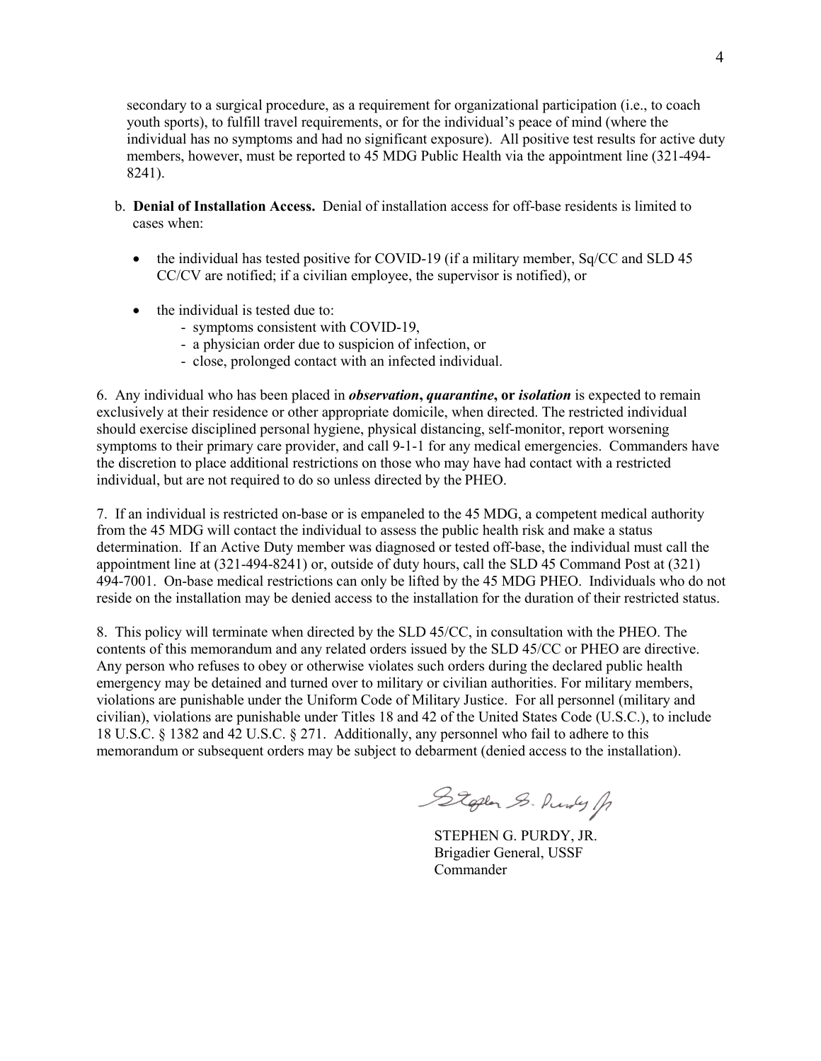secondary to a surgical procedure, as a requirement for organizational participation (i.e., to coach youth sports), to fulfill travel requirements, or for the individual's peace of mind (where the individual has no symptoms and had no significant exposure). All positive test results for active duty members, however, must be reported to 45 MDG Public Health via the appointment line (321-494-8241).

b. **Denial of Installation Access.** Denial of installation access for off-base residents is limited to cases when:

- the individual has tested positive for COVID-19 (if a military member, Sq/CC and SLD 45 CC/CV are notified; if a civilian employee, the supervisor is notified), or
- the individual is tested due to:
  - symptoms consistent with COVID-19,
  - a physician order due to suspicion of infection, or
  - close, prolonged contact with an infected individual.

6. Any individual who has been placed in ***observation*, *quarantine*, or *isolation*** is expected to remain exclusively at their residence or other appropriate domicile, when directed. The restricted individual should exercise disciplined personal hygiene, physical distancing, self-monitor, report worsening symptoms to their primary care provider, and call 9-1-1 for any medical emergencies. Commanders have the discretion to place additional restrictions on those who may have had contact with a restricted individual, but are not required to do so unless directed by the PHEO.

7. If an individual is restricted on-base or is empaneled to the 45 MDG, a competent medical authority from the 45 MDG will contact the individual to assess the public health risk and make a status determination. If an Active Duty member was diagnosed or tested off-base, the individual must call the appointment line at (321-494-8241) or, outside of duty hours, call the SLD 45 Command Post at (321) 494-7001. On-base medical restrictions can only be lifted by the 45 MDG PHEO. Individuals who do not reside on the installation may be denied access to the installation for the duration of their restricted status.

8. This policy will terminate when directed by the SLD 45/CC, in consultation with the PHEO. The contents of this memorandum and any related orders issued by the SLD 45/CC or PHEO are directive. Any person who refuses to obey or otherwise violates such orders during the declared public health emergency may be detained and turned over to military or civilian authorities. For military members, violations are punishable under the Uniform Code of Military Justice. For all personnel (military and civilian), violations are punishable under Titles 18 and 42 of the United States Code (U.S.C.), to include 18 U.S.C. § 1382 and 42 U.S.C. § 271. Additionally, any personnel who fail to adhere to this memorandum or subsequent orders may be subject to debarment (denied access to the installation).

Stephen G. Purdy Jr

STEPHEN G. PURDY, JR.
Brigadier General, USSF
Commander